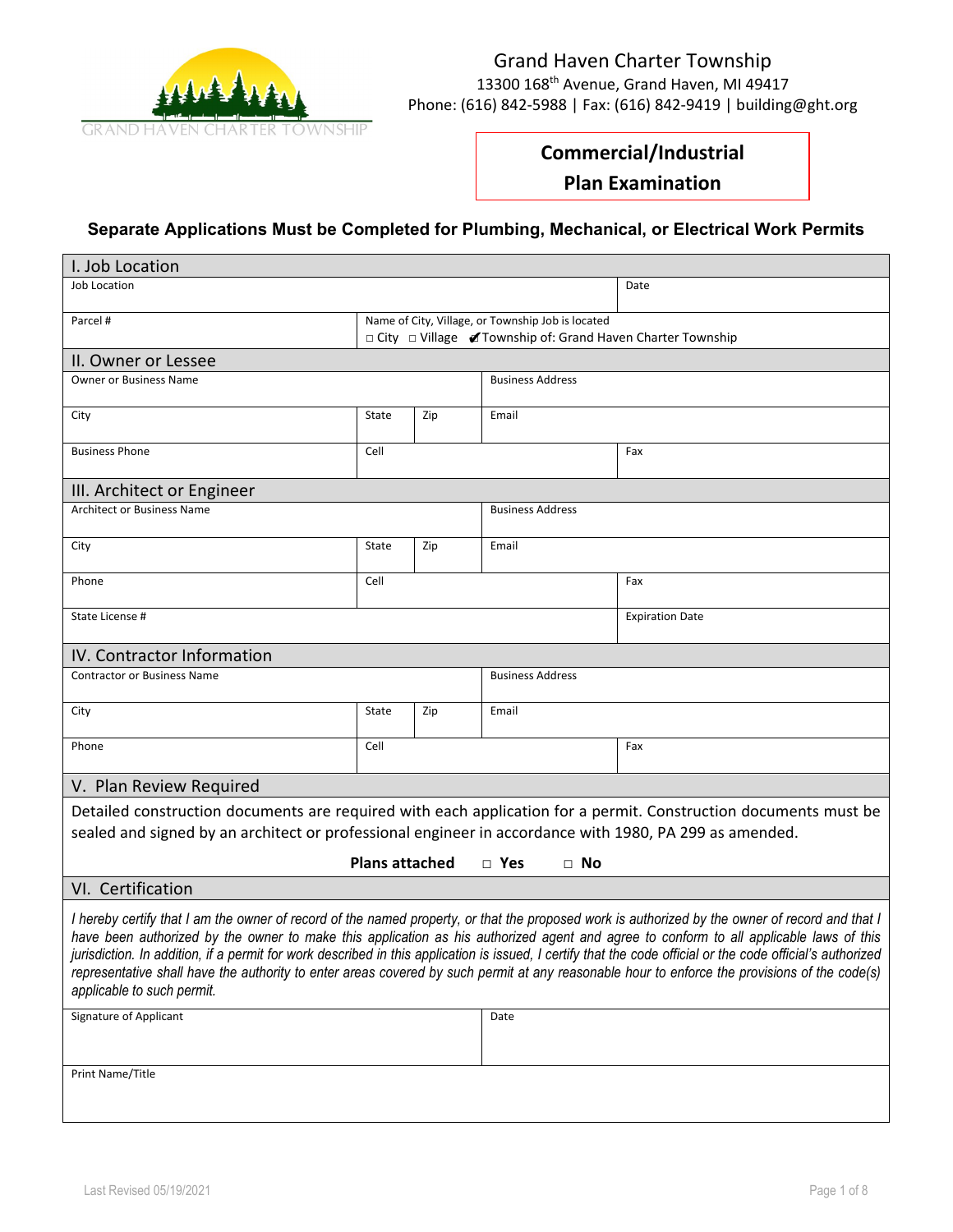# Grand Haven Charter Township

13300 168th Avenue, Grand Haven, MI 49417
Phone: (616) 842-5988 | Fax: (616) 842-9419 | building@ght.org

## Commercial/Industrial Plan Examination

**Separate Applications Must be Completed for Plumbing, Mechanical, or Electrical Work Permits**

### I. Job Location

| Job Location | | Date |
|---|---|---|
| Parcel # | Name of City, Village, or Township Job is located<br>□ City □ Village ✔Township of: Grand Haven Charter Township | |

### II. Owner or Lessee

| Owner or Business Name | | | Business Address | |
|---|---|---|---|---|
| City | State | Zip | Email | |
| Business Phone | Cell | | | Fax |

### III. Architect or Engineer

| Architect or Business Name | | | Business Address | |
|---|---|---|---|---|
| City | State | Zip | Email | |
| Phone | Cell | | | Fax |
| State License # | | | | Expiration Date |

### IV. Contractor Information

| Contractor or Business Name | | | Business Address | |
|---|---|---|---|---|
| City | State | Zip | Email | |
| Phone | Cell | | | Fax |

### V. Plan Review Required

Detailed construction documents are required with each application for a permit. Construction documents must be sealed and signed by an architect or professional engineer in accordance with 1980, PA 299 as amended.

**Plans attached** □ **Yes** □ **No**

### VI. Certification

*I hereby certify that I am the owner of record of the named property, or that the proposed work is authorized by the owner of record and that I have been authorized by the owner to make this application as his authorized agent and agree to conform to all applicable laws of this jurisdiction. In addition, if a permit for work described in this application is issued, I certify that the code official or the code official's authorized representative shall have the authority to enter areas covered by such permit at any reasonable hour to enforce the provisions of the code(s) applicable to such permit.*

| Signature of Applicant | Date |
|---|---|
| Print Name/Title | |

Last Revised 05/19/2021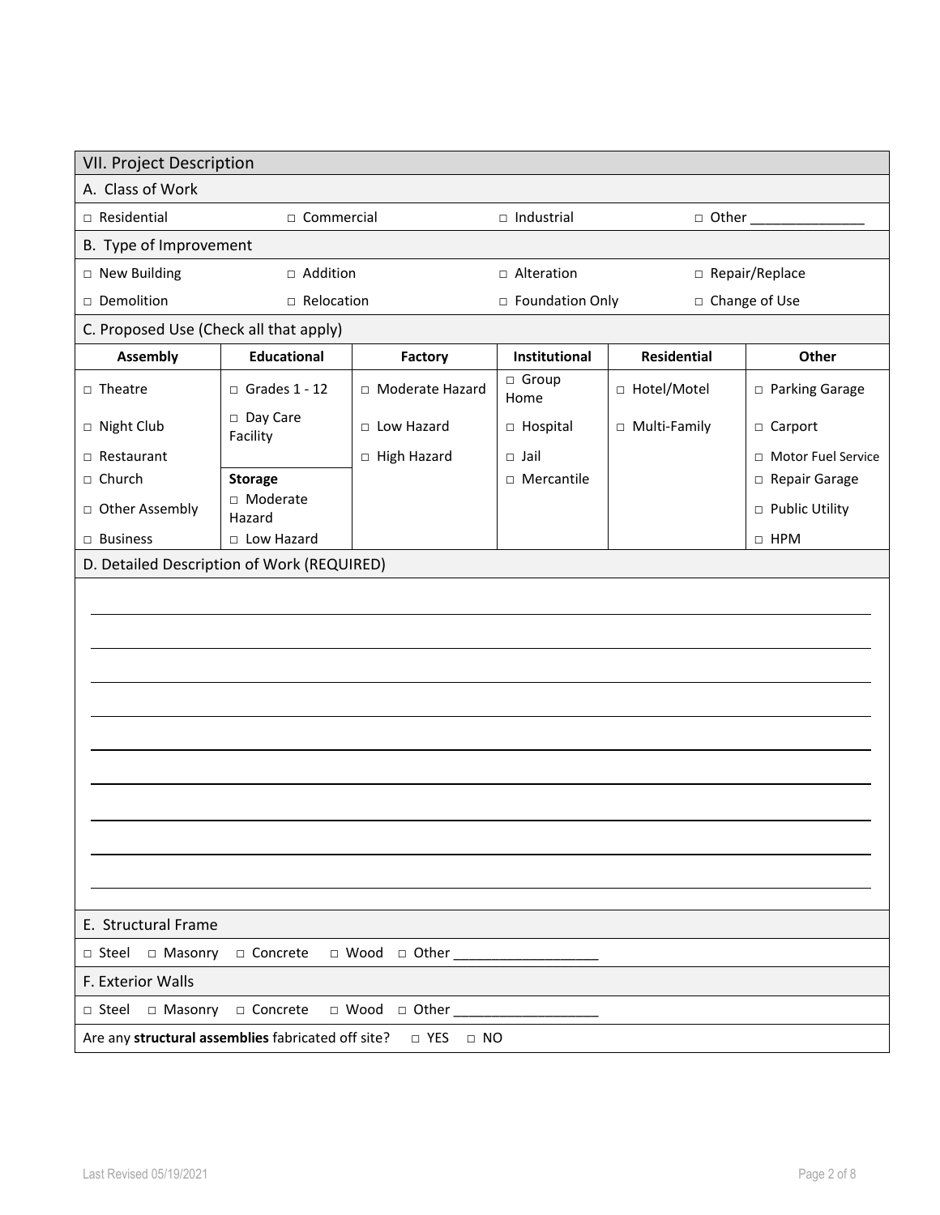## VII. Project Description

### A. Class of Work

□ Residential □ Commercial □ Industrial □ Other _______________

### B. Type of Improvement

□ New Building □ Addition □ Alteration □ Repair/Replace

□ Demolition □ Relocation □ Foundation Only □ Change of Use

### C. Proposed Use (Check all that apply)

| Assembly | Educational | Factory | Institutional | Residential | Other |
|---|---|---|---|---|---|
| □ Theatre | □ Grades 1 - 12 | □ Moderate Hazard | □ Group Home | □ Hotel/Motel | □ Parking Garage |
| □ Night Club | □ Day Care Facility | □ Low Hazard | □ Hospital | □ Multi-Family | □ Carport |
| □ Restaurant | | □ High Hazard | □ Jail | | □ Motor Fuel Service |
| □ Church | **Storage** | | □ Mercantile | | □ Repair Garage |
| □ Other Assembly | □ Moderate Hazard | | | | □ Public Utility |
| □ Business | □ Low Hazard | | | | □ HPM |

### D. Detailed Description of Work (REQUIRED)

_______________________________________________________________________________

_______________________________________________________________________________

_______________________________________________________________________________

_______________________________________________________________________________

_______________________________________________________________________________

_______________________________________________________________________________

_______________________________________________________________________________

_______________________________________________________________________________

_______________________________________________________________________________

### E. Structural Frame

□ Steel □ Masonry □ Concrete □ Wood □ Other ___________________

### F. Exterior Walls

□ Steel □ Masonry □ Concrete □ Wood □ Other ___________________

Are any **structural assemblies** fabricated off site? □ YES □ NO

Last Revised 05/19/2021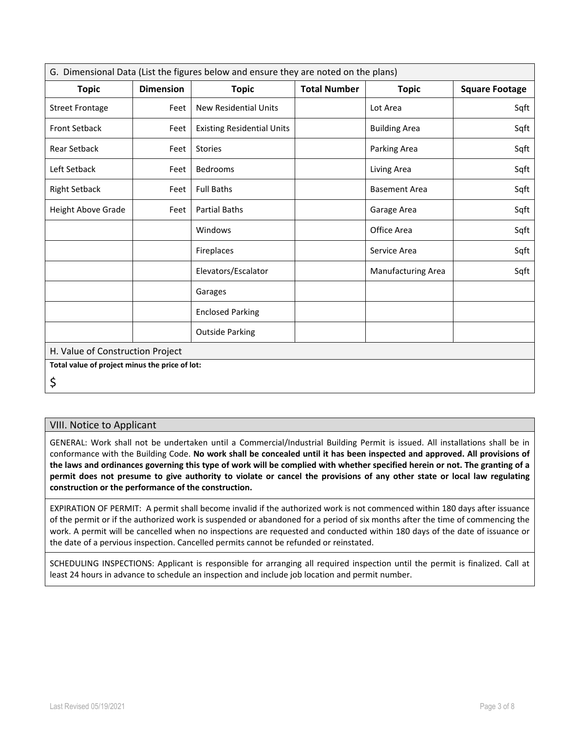## G. Dimensional Data (List the figures below and ensure they are noted on the plans)

| Topic | Dimension | Topic | Total Number | Topic | Square Footage |
|---|---|---|---|---|---|
| Street Frontage | Feet | New Residential Units | | Lot Area | Sqft |
| Front Setback | Feet | Existing Residential Units | | Building Area | Sqft |
| Rear Setback | Feet | Stories | | Parking Area | Sqft |
| Left Setback | Feet | Bedrooms | | Living Area | Sqft |
| Right Setback | Feet | Full Baths | | Basement Area | Sqft |
| Height Above Grade | Feet | Partial Baths | | Garage Area | Sqft |
| | | Windows | | Office Area | Sqft |
| | | Fireplaces | | Service Area | Sqft |
| | | Elevators/Escalator | | Manufacturing Area | Sqft |
| | | Garages | | | |
| | | Enclosed Parking | | | |
| | | Outside Parking | | | |

## H. Value of Construction Project

**Total value of project minus the price of lot:**

$

## VIII. Notice to Applicant

GENERAL: Work shall not be undertaken until a Commercial/Industrial Building Permit is issued. All installations shall be in conformance with the Building Code. **No work shall be concealed until it has been inspected and approved. All provisions of the laws and ordinances governing this type of work will be complied with whether specified herein or not. The granting of a permit does not presume to give authority to violate or cancel the provisions of any other state or local law regulating construction or the performance of the construction.**

EXPIRATION OF PERMIT: A permit shall become invalid if the authorized work is not commenced within 180 days after issuance of the permit or if the authorized work is suspended or abandoned for a period of six months after the time of commencing the work. A permit will be cancelled when no inspections are requested and conducted within 180 days of the date of issuance or the date of a pervious inspection. Cancelled permits cannot be refunded or reinstated.

SCHEDULING INSPECTIONS: Applicant is responsible for arranging all required inspection until the permit is finalized. Call at least 24 hours in advance to schedule an inspection and include job location and permit number.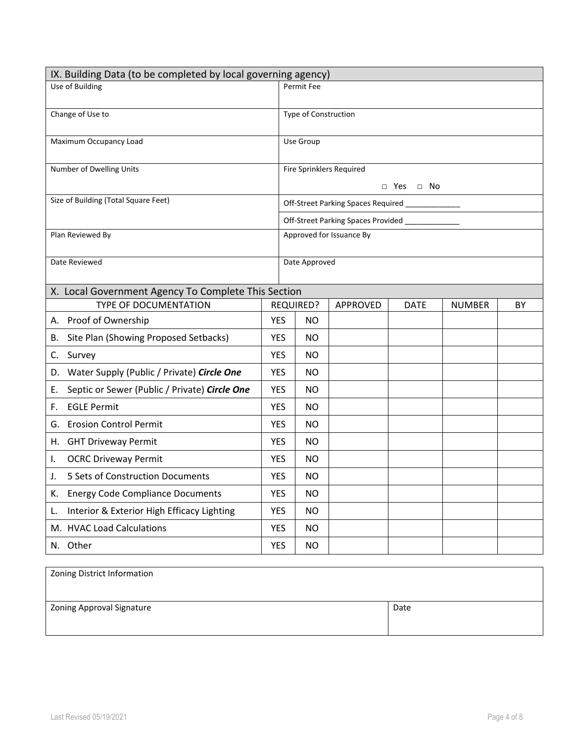## IX. Building Data (to be completed by local governing agency)

| | |
|---|---|
| Use of Building | Permit Fee |
| Change of Use to | Type of Construction |
| Maximum Occupancy Load | Use Group |
| Number of Dwelling Units | Fire Sprinklers Required<br>□ Yes □ No |
| Size of Building (Total Square Feet) | Off-Street Parking Spaces Required _____________<br>Off-Street Parking Spaces Provided _____________ |
| Plan Reviewed By | Approved for Issuance By |
| Date Reviewed | Date Approved |

## X. Local Government Agency To Complete This Section

| TYPE OF DOCUMENTATION | REQUIRED? | | APPROVED | DATE | NUMBER | BY |
|---|---|---|---|---|---|---|
| A. Proof of Ownership | YES | NO | | | | |
| B. Site Plan (Showing Proposed Setbacks) | YES | NO | | | | |
| C. Survey | YES | NO | | | | |
| D. Water Supply (Public / Private) ***Circle One*** | YES | NO | | | | |
| E. Septic or Sewer (Public / Private) ***Circle One*** | YES | NO | | | | |
| F. EGLE Permit | YES | NO | | | | |
| G. Erosion Control Permit | YES | NO | | | | |
| H. GHT Driveway Permit | YES | NO | | | | |
| I. OCRC Driveway Permit | YES | NO | | | | |
| J. 5 Sets of Construction Documents | YES | NO | | | | |
| K. Energy Code Compliance Documents | YES | NO | | | | |
| L. Interior & Exterior High Efficacy Lighting | YES | NO | | | | |
| M. HVAC Load Calculations | YES | NO | | | | |
| N. Other | YES | NO | | | | |

| Zoning District Information | |
|---|---|
| Zoning Approval Signature | Date |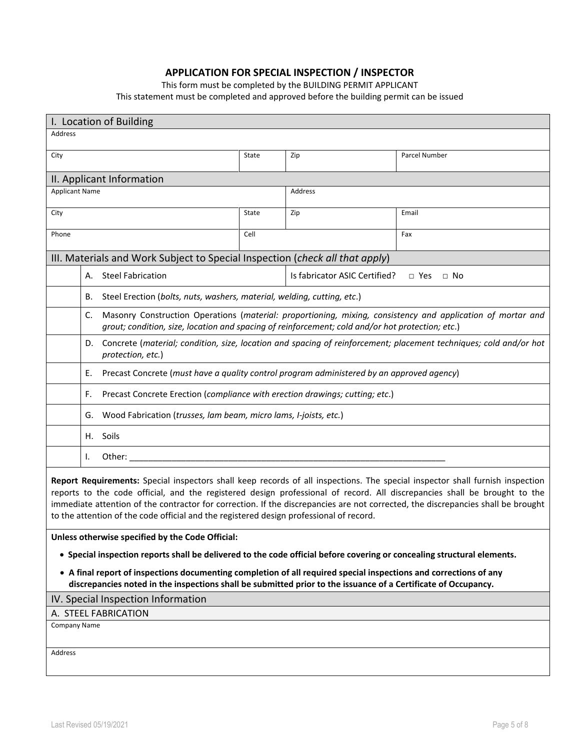## APPLICATION FOR SPECIAL INSPECTION / INSPECTOR

This form must be completed by the BUILDING PERMIT APPLICANT

This statement must be completed and approved before the building permit can be issued

### I. Location of Building

| Address | | | |
|---|---|---|---|
| City | State | Zip | Parcel Number |

### II. Applicant Information

| Applicant Name | | Address | |
|---|---|---|---|
| City | State | Zip | Email |
| Phone | Cell | | Fax |

### III. Materials and Work Subject to Special Inspection (*check all that apply*)

| | | |
|---|---|---|
| | A. Steel Fabrication | Is fabricator ASIC Certified? □ Yes □ No |
| | B. Steel Erection (*bolts, nuts, washers, material, welding, cutting, etc*.) | |
| | C. Masonry Construction Operations (*material: proportioning, mixing, consistency and application of mortar and grout; condition, size, location and spacing of reinforcement; cold and/or hot protection; etc*.) | |
| | D. Concrete (*material; condition, size, location and spacing of reinforcement; placement techniques; cold and/or hot protection, etc.*) | |
| | E. Precast Concrete (*must have a quality control program administered by an approved agency*) | |
| | F. Precast Concrete Erection (*compliance with erection drawings; cutting; etc*.) | |
| | G. Wood Fabrication (*trusses, lam beam, micro lams, I-joists, etc.*) | |
| | H. Soils | |
| | I. Other: ______________________________________________________________________ | |

**Report Requirements:** Special inspectors shall keep records of all inspections. The special inspector shall furnish inspection reports to the code official, and the registered design professional of record. All discrepancies shall be brought to the immediate attention of the contractor for correction. If the discrepancies are not corrected, the discrepancies shall be brought to the attention of the code official and the registered design professional of record.

**Unless otherwise specified by the Code Official:**

- **Special inspection reports shall be delivered to the code official before covering or concealing structural elements.**
- **A final report of inspections documenting completion of all required special inspections and corrections of any discrepancies noted in the inspections shall be submitted prior to the issuance of a Certificate of Occupancy.**

### IV. Special Inspection Information

#### A. STEEL FABRICATION

| Company Name |
|---|
| Address |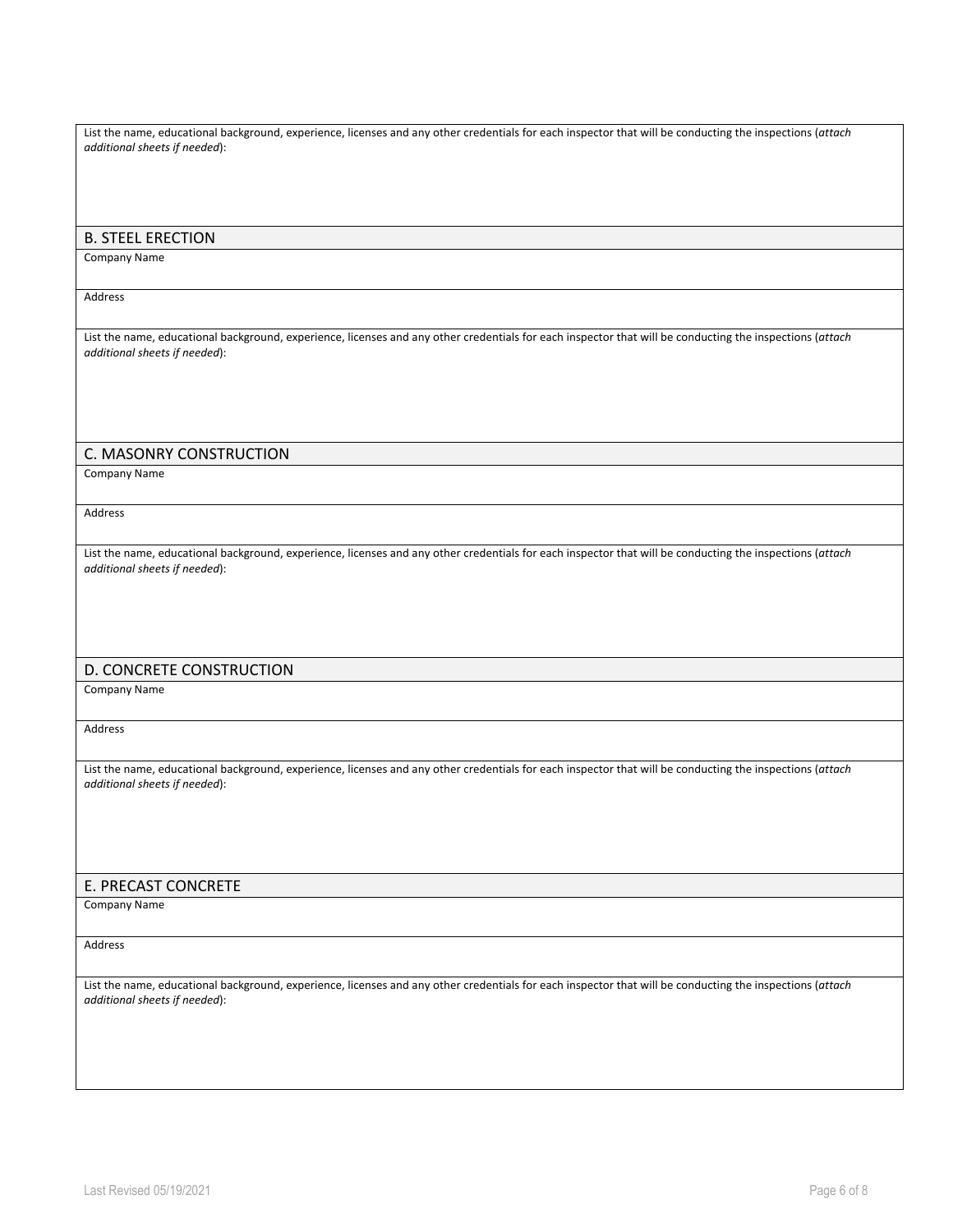List the name, educational background, experience, licenses and any other credentials for each inspector that will be conducting the inspections (*attach additional sheets if needed*):

## B. STEEL ERECTION

Company Name

Address

List the name, educational background, experience, licenses and any other credentials for each inspector that will be conducting the inspections (*attach additional sheets if needed*):

## C. MASONRY CONSTRUCTION

Company Name

Address

List the name, educational background, experience, licenses and any other credentials for each inspector that will be conducting the inspections (*attach additional sheets if needed*):

## D. CONCRETE CONSTRUCTION

Company Name

Address

List the name, educational background, experience, licenses and any other credentials for each inspector that will be conducting the inspections (*attach additional sheets if needed*):

## E. PRECAST CONCRETE

Company Name

Address

List the name, educational background, experience, licenses and any other credentials for each inspector that will be conducting the inspections (*attach additional sheets if needed*):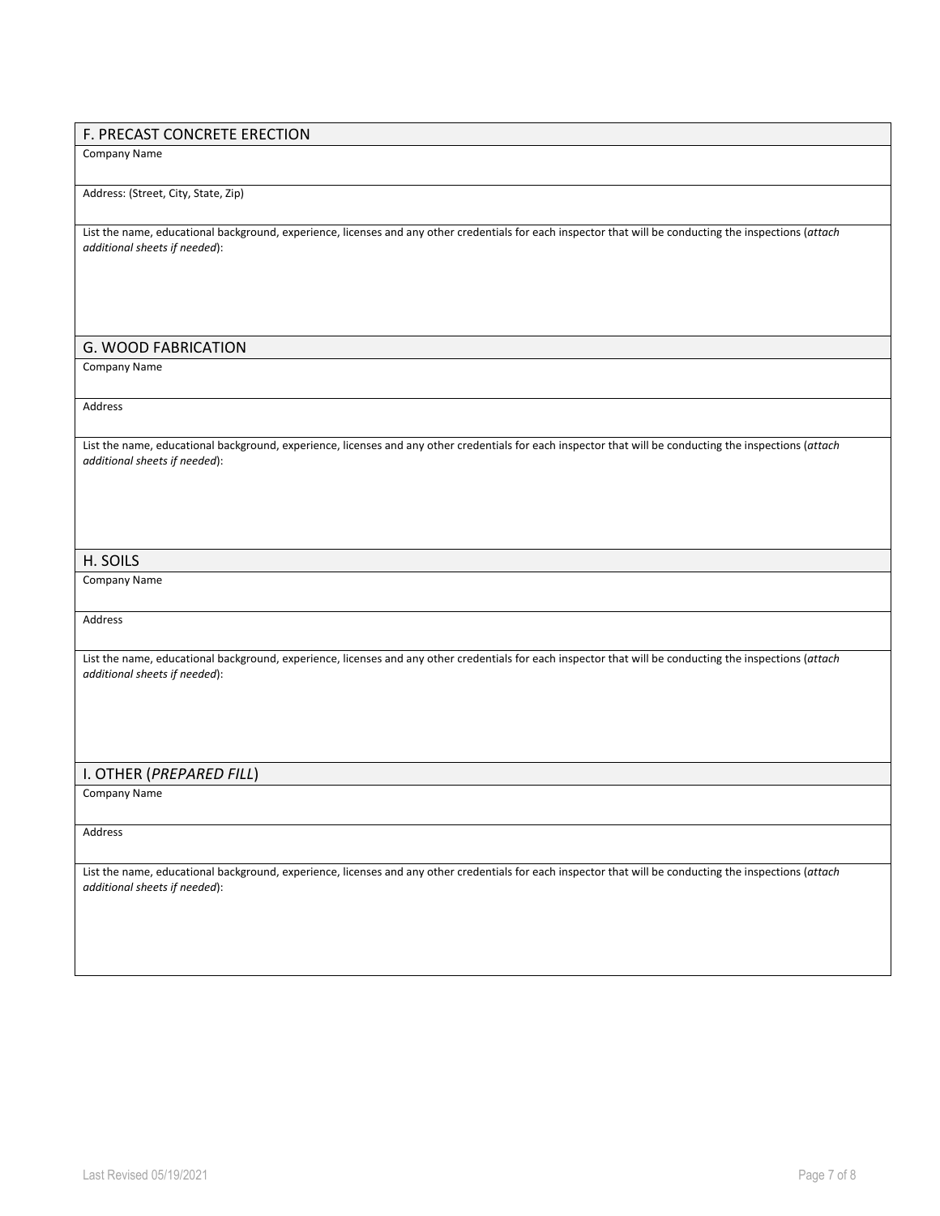## F. PRECAST CONCRETE ERECTION

Company Name

Address: (Street, City, State, Zip)

List the name, educational background, experience, licenses and any other credentials for each inspector that will be conducting the inspections (*attach additional sheets if needed*):

## G. WOOD FABRICATION

Company Name

Address

List the name, educational background, experience, licenses and any other credentials for each inspector that will be conducting the inspections (*attach additional sheets if needed*):

## H. SOILS

Company Name

Address

List the name, educational background, experience, licenses and any other credentials for each inspector that will be conducting the inspections (*attach additional sheets if needed*):

## I. OTHER (*PREPARED FILL*)

Company Name

Address

List the name, educational background, experience, licenses and any other credentials for each inspector that will be conducting the inspections (*attach additional sheets if needed*):

Last Revised 05/19/2021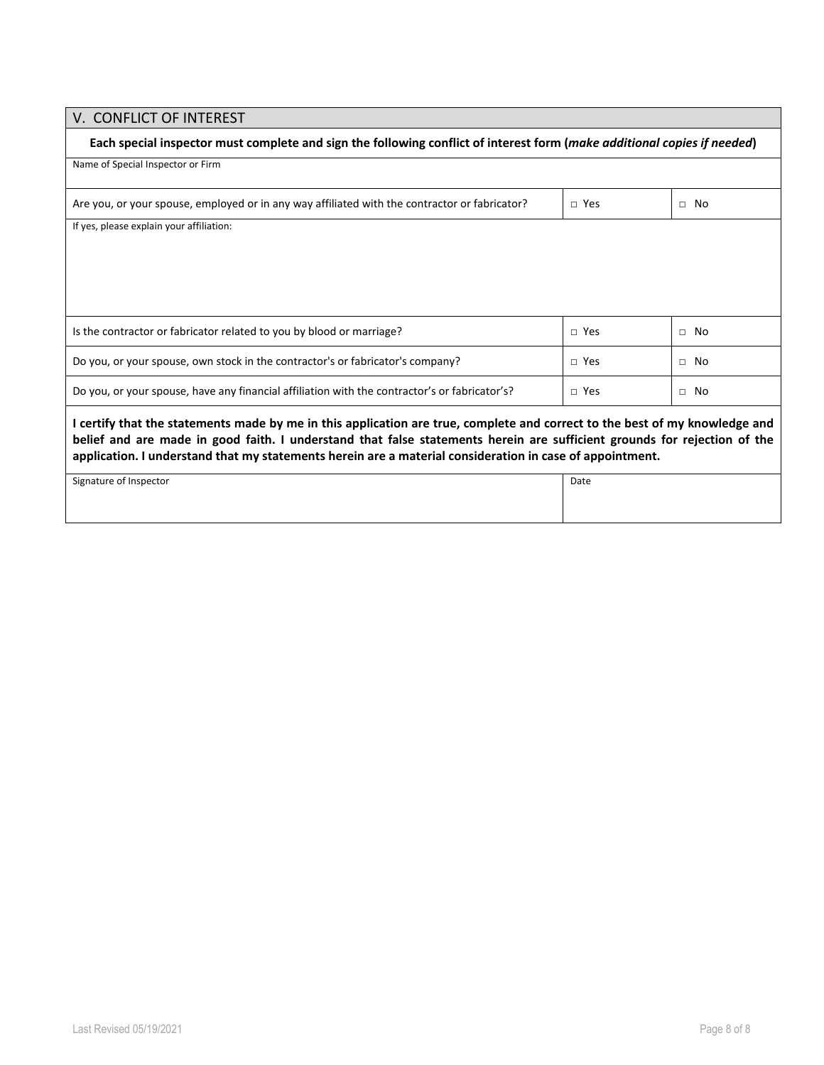## V. CONFLICT OF INTEREST

**Each special inspector must complete and sign the following conflict of interest form (*make additional copies if needed*)**

| | | |
|---|---|---|
| Name of Special Inspector or Firm | | |
| Are you, or your spouse, employed or in any way affiliated with the contractor or fabricator? | □ Yes | □ No |
| If yes, please explain your affiliation: | | |
| Is the contractor or fabricator related to you by blood or marriage? | □ Yes | □ No |
| Do you, or your spouse, own stock in the contractor's or fabricator's company? | □ Yes | □ No |
| Do you, or your spouse, have any financial affiliation with the contractor's or fabricator's? | □ Yes | □ No |

**I certify that the statements made by me in this application are true, complete and correct to the best of my knowledge and belief and are made in good faith. I understand that false statements herein are sufficient grounds for rejection of the application. I understand that my statements herein are a material consideration in case of appointment.**

| | |
|---|---|
| Signature of Inspector | Date |

Last Revised 05/19/2021